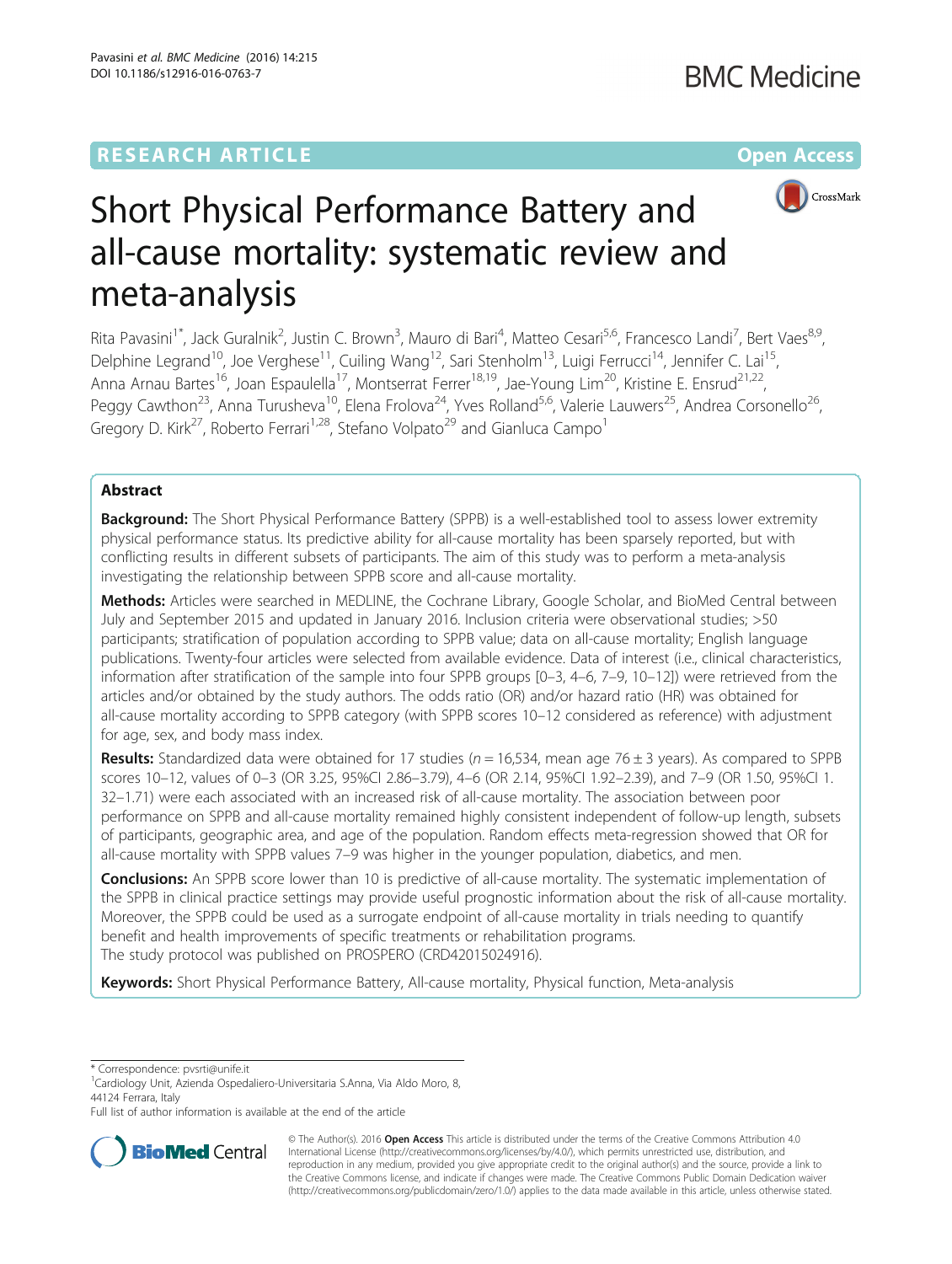RESEARCH ARTICLE

Open Access

# Short Physical Performance Battery and all-cause mortality: systematic review and meta-analysis

Rita Pavasini[1*], Jack Guralnik[2], Justin C. Brown[3], Mauro di Bari[4], Matteo Cesari[5,6], Francesco Landi[7], Bert Vaes[8,9], Delphine Legrand[10], Joe Verghese[11], Cuiling Wang[12], Sari Stenholm[13], Luigi Ferrucci[14], Jennifer C. Lai[15], Anna Arnau Bartes[16], Joan Espaulella[17], Montserrat Ferrer[18,19], Jae-Young Lim[20], Kristine E. Ensrud[21,22], Peggy Cawthon[23], Anna Turusheva[10], Elena Frolova[24], Yves Rolland[5,6], Valerie Lauwers[25], Andrea Corsonello[26], Gregory D. Kirk[27], Roberto Ferrari[1,28], Stefano Volpato[29] and Gianluca Campo[1]

## Abstract

**Background:** The Short Physical Performance Battery (SPPB) is a well-established tool to assess lower extremity physical performance status. Its predictive ability for all-cause mortality has been sparsely reported, but with conflicting results in different subsets of participants. The aim of this study was to perform a meta-analysis investigating the relationship between SPPB score and all-cause mortality.

**Methods:** Articles were searched in MEDLINE, the Cochrane Library, Google Scholar, and BioMed Central between July and September 2015 and updated in January 2016. Inclusion criteria were observational studies; >50 participants; stratification of population according to SPPB value; data on all-cause mortality; English language publications. Twenty-four articles were selected from available evidence. Data of interest (i.e., clinical characteristics, information after stratification of the sample into four SPPB groups [0–3, 4–6, 7–9, 10–12]) were retrieved from the articles and/or obtained by the study authors. The odds ratio (OR) and/or hazard ratio (HR) was obtained for all-cause mortality according to SPPB category (with SPPB scores 10–12 considered as reference) with adjustment for age, sex, and body mass index.

**Results:** Standardized data were obtained for 17 studies ($n = 16,534$, mean age $76 \pm 3$ years). As compared to SPPB scores 10–12, values of 0–3 (OR 3.25, 95%CI 2.86–3.79), 4–6 (OR 2.14, 95%CI 1.92–2.39), and 7–9 (OR 1.50, 95%CI 1.32–1.71) were each associated with an increased risk of all-cause mortality. The association between poor performance on SPPB and all-cause mortality remained highly consistent independent of follow-up length, subsets of participants, geographic area, and age of the population. Random effects meta-regression showed that OR for all-cause mortality with SPPB values 7–9 was higher in the younger population, diabetics, and men.

**Conclusions:** An SPPB score lower than 10 is predictive of all-cause mortality. The systematic implementation of the SPPB in clinical practice settings may provide useful prognostic information about the risk of all-cause mortality. Moreover, the SPPB could be used as a surrogate endpoint of all-cause mortality in trials needing to quantify benefit and health improvements of specific treatments or rehabilitation programs.
The study protocol was published on PROSPERO (CRD42015024916).

**Keywords:** Short Physical Performance Battery, All-cause mortality, Physical function, Meta-analysis

* Correspondence: pvsrti@unife.it
[1]Cardiology Unit, Azienda Ospedaliero-Universitaria S.Anna, Via Aldo Moro, 8, 44124 Ferrara, Italy
Full list of author information is available at the end of the article

© The Author(s). 2016 **Open Access** This article is distributed under the terms of the Creative Commons Attribution 4.0 International License (http://creativecommons.org/licenses/by/4.0/), which permits unrestricted use, distribution, and reproduction in any medium, provided you give appropriate credit to the original author(s) and the source, provide a link to the Creative Commons license, and indicate if changes were made. The Creative Commons Public Domain Dedication waiver (http://creativecommons.org/publicdomain/zero/1.0/) applies to the data made available in this article, unless otherwise stated.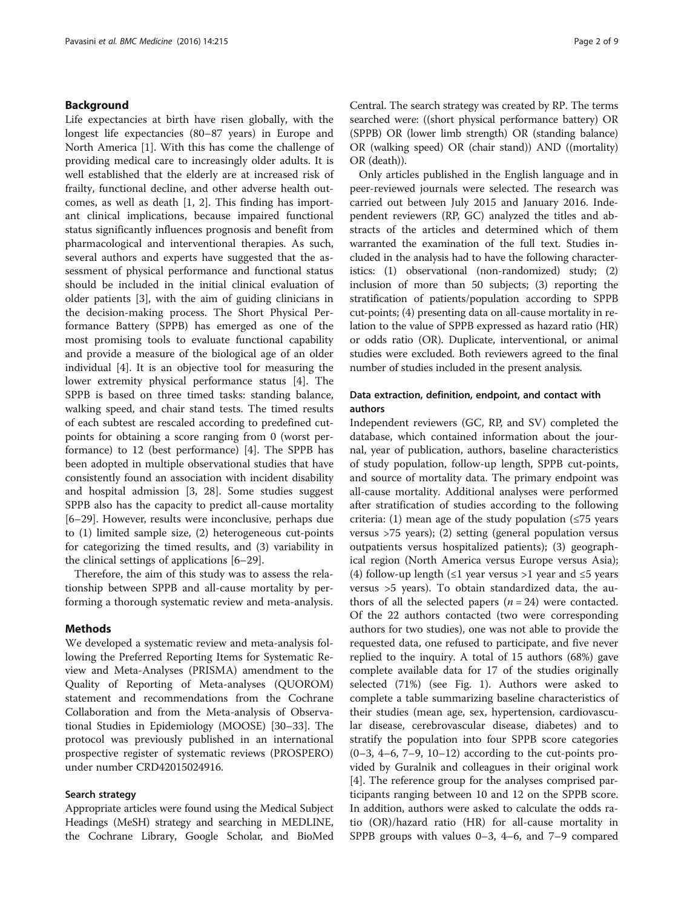## Background

Life expectancies at birth have risen globally, with the longest life expectancies (80–87 years) in Europe and North America [1]. With this has come the challenge of providing medical care to increasingly older adults. It is well established that the elderly are at increased risk of frailty, functional decline, and other adverse health outcomes, as well as death [1, 2]. This finding has important clinical implications, because impaired functional status significantly influences prognosis and benefit from pharmacological and interventional therapies. As such, several authors and experts have suggested that the assessment of physical performance and functional status should be included in the initial clinical evaluation of older patients [3], with the aim of guiding clinicians in the decision-making process. The Short Physical Performance Battery (SPPB) has emerged as one of the most promising tools to evaluate functional capability and provide a measure of the biological age of an older individual [4]. It is an objective tool for measuring the lower extremity physical performance status [4]. The SPPB is based on three timed tasks: standing balance, walking speed, and chair stand tests. The timed results of each subtest are rescaled according to predefined cut-points for obtaining a score ranging from 0 (worst performance) to 12 (best performance) [4]. The SPPB has been adopted in multiple observational studies that have consistently found an association with incident disability and hospital admission [3, 28]. Some studies suggest SPPB also has the capacity to predict all-cause mortality [6–29]. However, results were inconclusive, perhaps due to (1) limited sample size, (2) heterogeneous cut-points for categorizing the timed results, and (3) variability in the clinical settings of applications [6–29].

Therefore, the aim of this study was to assess the relationship between SPPB and all-cause mortality by performing a thorough systematic review and meta-analysis.

## Methods

We developed a systematic review and meta-analysis following the Preferred Reporting Items for Systematic Review and Meta-Analyses (PRISMA) amendment to the Quality of Reporting of Meta-analyses (QUOROM) statement and recommendations from the Cochrane Collaboration and from the Meta-analysis of Observational Studies in Epidemiology (MOOSE) [30–33]. The protocol was previously published in an international prospective register of systematic reviews (PROSPERO) under number CRD42015024916.

### Search strategy

Appropriate articles were found using the Medical Subject Headings (MeSH) strategy and searching in MEDLINE, the Cochrane Library, Google Scholar, and BioMed Central. The search strategy was created by RP. The terms searched were: ((short physical performance battery) OR (SPPB) OR (lower limb strength) OR (standing balance) OR (walking speed) OR (chair stand)) AND ((mortality) OR (death)).

Only articles published in the English language and in peer-reviewed journals were selected. The research was carried out between July 2015 and January 2016. Independent reviewers (RP, GC) analyzed the titles and abstracts of the articles and determined which of them warranted the examination of the full text. Studies included in the analysis had to have the following characteristics: (1) observational (non-randomized) study; (2) inclusion of more than 50 subjects; (3) reporting the stratification of patients/population according to SPPB cut-points; (4) presenting data on all-cause mortality in relation to the value of SPPB expressed as hazard ratio (HR) or odds ratio (OR). Duplicate, interventional, or animal studies were excluded. Both reviewers agreed to the final number of studies included in the present analysis.

### Data extraction, definition, endpoint, and contact with authors

Independent reviewers (GC, RP, and SV) completed the database, which contained information about the journal, year of publication, authors, baseline characteristics of study population, follow-up length, SPPB cut-points, and source of mortality data. The primary endpoint was all-cause mortality. Additional analyses were performed after stratification of studies according to the following criteria: (1) mean age of the study population (≤75 years versus >75 years); (2) setting (general population versus outpatients versus hospitalized patients); (3) geographical region (North America versus Europe versus Asia); (4) follow-up length (≤1 year versus >1 year and ≤5 years versus >5 years). To obtain standardized data, the authors of all the selected papers ($n = 24$) were contacted. Of the 22 authors contacted (two were corresponding authors for two studies), one was not able to provide the requested data, one refused to participate, and five never replied to the inquiry. A total of 15 authors (68%) gave complete available data for 17 of the studies originally selected (71%) (see Fig. 1). Authors were asked to complete a table summarizing baseline characteristics of their studies (mean age, sex, hypertension, cardiovascular disease, cerebrovascular disease, diabetes) and to stratify the population into four SPPB score categories (0–3, 4–6, 7–9, 10–12) according to the cut-points provided by Guralnik and colleagues in their original work [4]. The reference group for the analyses comprised participants ranging between 10 and 12 on the SPPB score. In addition, authors were asked to calculate the odds ratio (OR)/hazard ratio (HR) for all-cause mortality in SPPB groups with values 0–3, 4–6, and 7–9 compared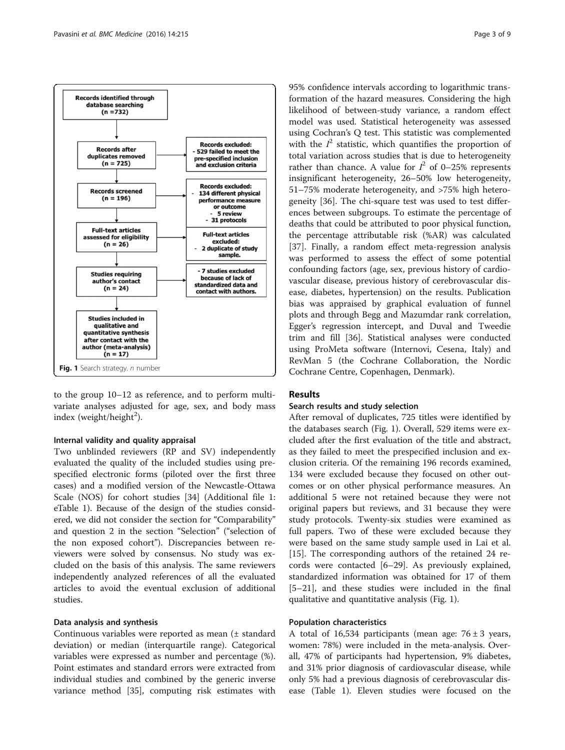Records identified through database searching (n =732)

Records after duplicates removed (n = 725)

Records excluded:
- 529 failed to meet the pre-specified inclusion and exclusion criteria

Records screened (n = 196)

Records excluded:
- 134 different physical performance measure or outcome
- 5 review
- 31 protocols

Full-text articles assessed for eligibility (n = 26)

Full-text articles excluded:
- 2 duplicate of study sample.

Studies requiring author's contact (n = 24)

- 7 studies excluded because of lack of standardized data and contact with authors.

Studies included in qualitative and quantitative synthesis after contact with the author (meta-analysis) (n = 17)

**Fig. 1** Search strategy. *n* number

to the group 10–12 as reference, and to perform multivariate analyses adjusted for age, sex, and body mass index (weight/height$^2$).

### Internal validity and quality appraisal

Two unblinded reviewers (RP and SV) independently evaluated the quality of the included studies using pre-specified electronic forms (piloted over the first three cases) and a modified version of the Newcastle-Ottawa Scale (NOS) for cohort studies [34] (Additional file 1: eTable 1). Because of the design of the studies considered, we did not consider the section for "Comparability" and question 2 in the section "Selection" ("selection of the non exposed cohort"). Discrepancies between reviewers were solved by consensus. No study was excluded on the basis of this analysis. The same reviewers independently analyzed references of all the evaluated articles to avoid the eventual exclusion of additional studies.

### Data analysis and synthesis

Continuous variables were reported as mean (± standard deviation) or median (interquartile range). Categorical variables were expressed as number and percentage (%). Point estimates and standard errors were extracted from individual studies and combined by the generic inverse variance method [35], computing risk estimates with 95% confidence intervals according to logarithmic transformation of the hazard measures. Considering the high likelihood of between-study variance, a random effect model was used. Statistical heterogeneity was assessed using Cochran's Q test. This statistic was complemented with the $I^2$ statistic, which quantifies the proportion of total variation across studies that is due to heterogeneity rather than chance. A value for $I^2$ of 0–25% represents insignificant heterogeneity, 26–50% low heterogeneity, 51–75% moderate heterogeneity, and >75% high heterogeneity [36]. The chi-square test was used to test differences between subgroups. To estimate the percentage of deaths that could be attributed to poor physical function, the percentage attributable risk (%AR) was calculated [37]. Finally, a random effect meta-regression analysis was performed to assess the effect of some potential confounding factors (age, sex, previous history of cardiovascular disease, previous history of cerebrovascular disease, diabetes, hypertension) on the results. Publication bias was appraised by graphical evaluation of funnel plots and through Begg and Mazumdar rank correlation, Egger's regression intercept, and Duval and Tweedie trim and fill [36]. Statistical analyses were conducted using ProMeta software (Internovi, Cesena, Italy) and RevMan 5 (the Cochrane Collaboration, the Nordic Cochrane Centre, Copenhagen, Denmark).

## Results

### Search results and study selection

After removal of duplicates, 725 titles were identified by the databases search (Fig. 1). Overall, 529 items were excluded after the first evaluation of the title and abstract, as they failed to meet the prespecified inclusion and exclusion criteria. Of the remaining 196 records examined, 134 were excluded because they focused on other outcomes or on other physical performance measures. An additional 5 were not retained because they were not original papers but reviews, and 31 because they were study protocols. Twenty-six studies were examined as full papers. Two of these were excluded because they were based on the same study sample used in Lai et al. [15]. The corresponding authors of the retained 24 records were contacted [6–29]. As previously explained, standardized information was obtained for 17 of them [5–21], and these studies were included in the final qualitative and quantitative analysis (Fig. 1).

### Population characteristics

A total of 16,534 participants (mean age: 76 ± 3 years, women: 78%) were included in the meta-analysis. Overall, 47% of participants had hypertension, 9% diabetes, and 31% prior diagnosis of cardiovascular disease, while only 5% had a previous diagnosis of cerebrovascular disease (Table 1). Eleven studies were focused on the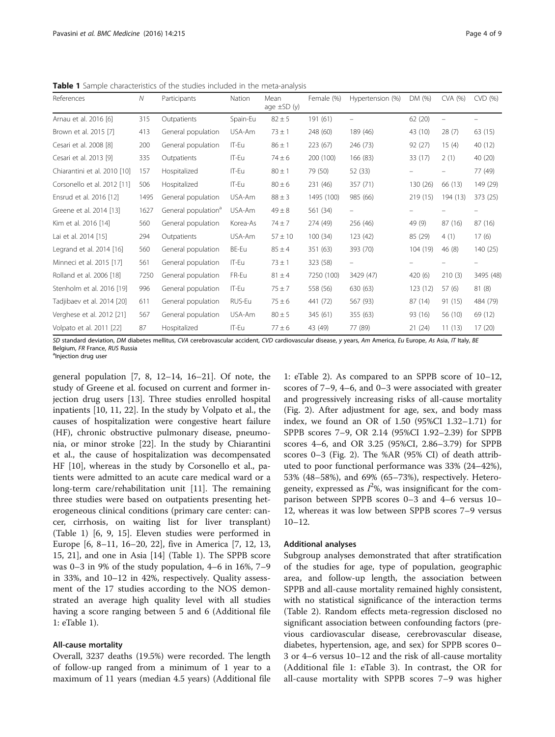**Table 1** Sample characteristics of the studies included in the meta-analysis

| References | N | Participants | Nation | Mean age ±SD (y) | Female (%) | Hypertension (%) | DM (%) | CVA (%) | CVD (%) |
|---|---|---|---|---|---|---|---|---|---|
| Arnau et al. 2016 [6] | 315 | Outpatients | Spain-Eu | 82 ± 5 | 191 (61) | – | 62 (20) | – | – |
| Brown et al. 2015 [7] | 413 | General population | USA-Am | 73 ± 1 | 248 (60) | 189 (46) | 43 (10) | 28 (7) | 63 (15) |
| Cesari et al. 2008 [8] | 200 | General population | IT-Eu | 86 ± 1 | 223 (67) | 246 (73) | 92 (27) | 15 (4) | 40 (12) |
| Cesari et al. 2013 [9] | 335 | Outpatients | IT-Eu | 74 ± 6 | 200 (100) | 166 (83) | 33 (17) | 2 (1) | 40 (20) |
| Chiarantini et al. 2010 [10] | 157 | Hospitalized | IT-Eu | 80 ± 1 | 79 (50) | 52 (33) | – | – | 77 (49) |
| Corsonello et al. 2012 [11] | 506 | Hospitalized | IT-Eu | 80 ± 6 | 231 (46) | 357 (71) | 130 (26) | 66 (13) | 149 (29) |
| Ensrud et al. 2016 [12] | 1495 | General population | USA-Am | 88 ± 3 | 1495 (100) | 985 (66) | 219 (15) | 194 (13) | 373 (25) |
| Greene et al. 2014 [13] | 1627 | General population[a] | USA-Am | 49 ± 8 | 561 (34) | – | – | – | – |
| Kim et al. 2016 [14] | 560 | General population | Korea-As | 74 ± 7 | 274 (49) | 256 (46) | 49 (9) | 87 (16) | 87 (16) |
| Lai et al. 2014 [15] | 294 | Outpatients | USA-Am | 57 ± 10 | 100 (34) | 123 (42) | 85 (29) | 4 (1) | 17 (6) |
| Legrand et al. 2014 [16] | 560 | General population | BE-Eu | 85 ± 4 | 351 (63) | 393 (70) | 104 (19) | 46 (8) | 140 (25) |
| Minneci et al. 2015 [17] | 561 | General population | IT-Eu | 73 ± 1 | 323 (58) | – | – | – | – |
| Rolland et al. 2006 [18] | 7250 | General population | FR-Eu | 81 ± 4 | 7250 (100) | 3429 (47) | 420 (6) | 210 (3) | 3495 (48) |
| Stenholm et al. 2016 [19] | 996 | General population | IT-Eu | 75 ± 7 | 558 (56) | 630 (63) | 123 (12) | 57 (6) | 81 (8) |
| Tadjibaev et al. 2014 [20] | 611 | General population | RUS-Eu | 75 ± 6 | 441 (72) | 567 (93) | 87 (14) | 91 (15) | 484 (79) |
| Verghese et al. 2012 [21] | 567 | General population | USA-Am | 80 ± 5 | 345 (61) | 355 (63) | 93 (16) | 56 (10) | 69 (12) |
| Volpato et al. 2011 [22] | 87 | Hospitalized | IT-Eu | 77 ± 6 | 43 (49) | 77 (89) | 21 (24) | 11 (13) | 17 (20) |

*SD* standard deviation, *DM* diabetes mellitus, *CVA* cerebrovascular accident, *CVD* cardiovascular disease, *y* years, *Am* America, *Eu* Europe, *As* Asia, *IT* Italy, *BE* Belgium, *FR* France, *RUS* Russia

[a]Injection drug user

general population [7, 8, 12–14, 16–21]. Of note, the study of Greene et al. focused on current and former injection drug users [13]. Three studies enrolled hospital inpatients [10, 11, 22]. In the study by Volpato et al., the causes of hospitalization were congestive heart failure (HF), chronic obstructive pulmonary disease, pneumonia, or minor stroke [22]. In the study by Chiarantini et al., the cause of hospitalization was decompensated HF [10], whereas in the study by Corsonello et al., patients were admitted to an acute care medical ward or a long-term care/rehabilitation unit [11]. The remaining three studies were based on outpatients presenting heterogeneous clinical conditions (primary care center: cancer, cirrhosis, on waiting list for liver transplant) (Table 1) [6, 9, 15]. Eleven studies were performed in Europe [6, 8–11, 16–20, 22], five in America [7, 12, 13, 15, 21], and one in Asia [14] (Table 1). The SPPB score was 0–3 in 9% of the study population, 4–6 in 16%, 7–9 in 33%, and 10–12 in 42%, respectively. Quality assessment of the 17 studies according to the NOS demonstrated an average high quality level with all studies having a score ranging between 5 and 6 (Additional file 1: eTable 1).

### All-cause mortality

Overall, 3237 deaths (19.5%) were recorded. The length of follow-up ranged from a minimum of 1 year to a maximum of 11 years (median 4.5 years) (Additional file 1: eTable 2). As compared to an SPPB score of 10–12, scores of 7–9, 4–6, and 0–3 were associated with greater and progressively increasing risks of all-cause mortality (Fig. 2). After adjustment for age, sex, and body mass index, we found an OR of 1.50 (95%CI 1.32–1.71) for SPPB scores 7–9, OR 2.14 (95%CI 1.92–2.39) for SPPB scores 4–6, and OR 3.25 (95%CI, 2.86–3.79) for SPPB scores 0–3 (Fig. 2). The %AR (95% CI) of death attributed to poor functional performance was 33% (24–42%), 53% (48–58%), and 69% (65–73%), respectively. Heterogeneity, expressed as $I^2$%, was insignificant for the comparison between SPPB scores 0–3 and 4–6 versus 10–12, whereas it was low between SPPB scores 7–9 versus 10–12.

### Additional analyses

Subgroup analyses demonstrated that after stratification of the studies for age, type of population, geographic area, and follow-up length, the association between SPPB and all-cause mortality remained highly consistent, with no statistical significance of the interaction terms (Table 2). Random effects meta-regression disclosed no significant association between confounding factors (previous cardiovascular disease, cerebrovascular disease, diabetes, hypertension, age, and sex) for SPPB scores 0–3 or 4–6 versus 10–12 and the risk of all-cause mortality (Additional file 1: eTable 3). In contrast, the OR for all-cause mortality with SPPB scores 7–9 was higher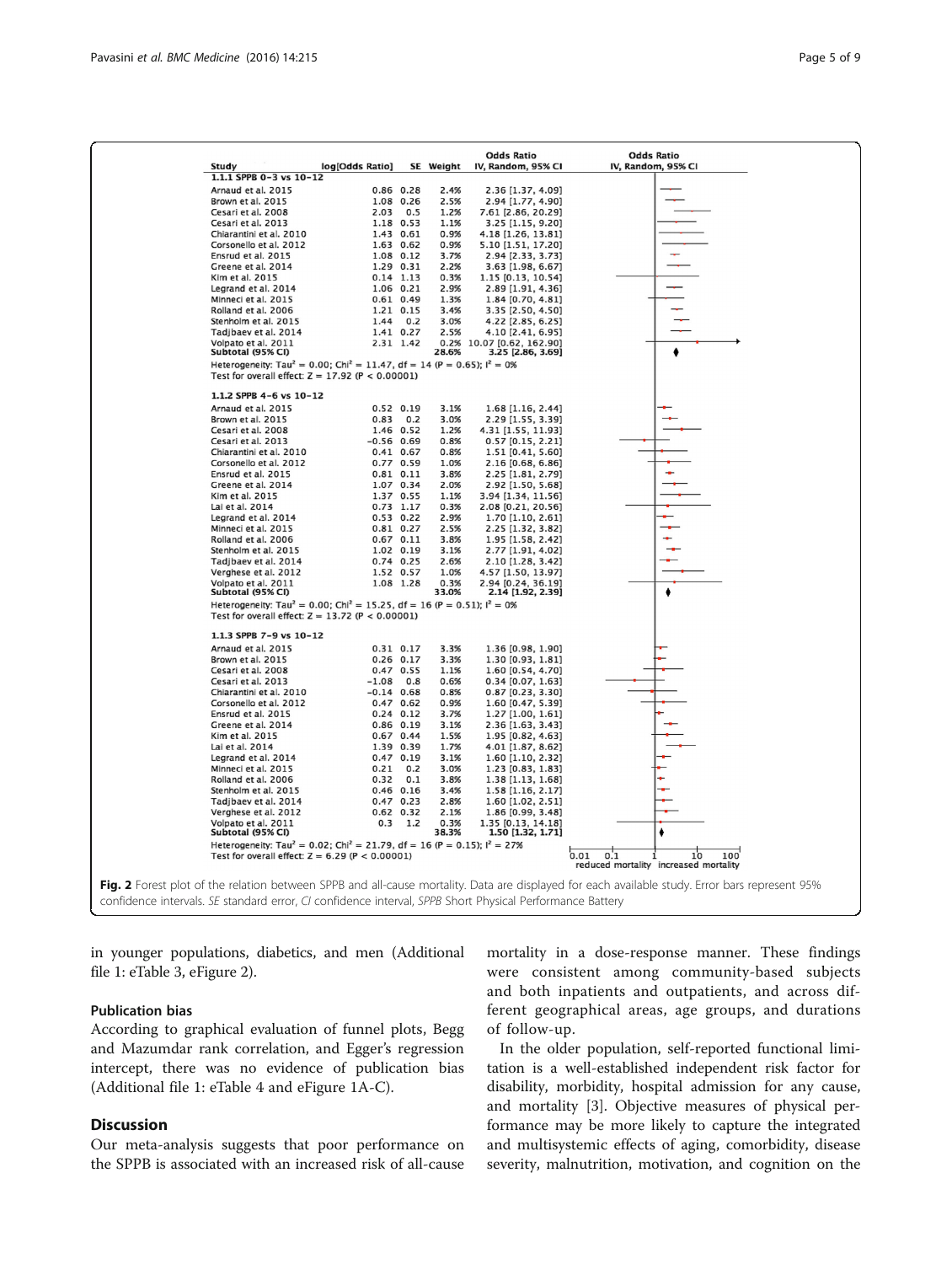| Study | log[Odds Ratio] | SE | Weight | Odds Ratio IV, Random, 95% CI |
|---|---|---|---|---|
| **1.1.1 SPPB 0–3 vs 10–12** | | | | |
| Arnaud et al. 2015 | 0.86 | 0.28 | 2.4% | 2.36 [1.37, 4.09] |
| Brown et al. 2015 | 1.08 | 0.26 | 2.5% | 2.94 [1.77, 4.90] |
| Cesari et al. 2008 | 2.03 | 0.5 | 1.2% | 7.61 [2.86, 20.29] |
| Cesari et al. 2013 | 1.18 | 0.53 | 1.1% | 3.25 [1.15, 9.20] |
| Chiarantini et al. 2010 | 1.43 | 0.61 | 0.9% | 4.18 [1.26, 13.81] |
| Corsonello et al. 2012 | 1.63 | 0.62 | 0.9% | 5.10 [1.51, 17.20] |
| Ensrud et al. 2015 | 1.08 | 0.12 | 3.7% | 2.94 [2.33, 3.73] |
| Greene et al. 2014 | 1.29 | 0.31 | 2.2% | 3.63 [1.98, 6.67] |
| Kim et al. 2015 | 0.14 | 1.13 | 0.3% | 1.15 [0.13, 10.54] |
| Legrand et al. 2014 | 1.06 | 0.21 | 2.9% | 2.89 [1.91, 4.36] |
| Minneci et al. 2015 | 0.61 | 0.49 | 1.3% | 1.84 [0.70, 4.81] |
| Rolland et al. 2006 | 1.21 | 0.15 | 3.4% | 3.35 [2.50, 4.50] |
| Stenholm et al. 2015 | 1.44 | 0.2 | 3.0% | 4.22 [2.85, 6.25] |
| Tadjbaev et al. 2014 | 1.41 | 0.27 | 2.5% | 4.10 [2.41, 6.95] |
| Volpato et al. 2011 | 2.31 | 1.42 | 0.2% | 10.07 [0.62, 162.90] |
| **Subtotal (95% CI)** | | | **28.6%** | **3.25 [2.86, 3.69]** |
| Heterogeneity: $Tau^2 = 0.00$; $Chi^2 = 11.47$, df = 14 ($P = 0.65$); $I^2 = 0\%$ | | | | |
| Test for overall effect: $Z = 17.92$ ($P < 0.00001$) | | | | |
| **1.1.2 SPPB 4–6 vs 10–12** | | | | |
| Arnaud et al. 2015 | 0.52 | 0.19 | 3.1% | 1.68 [1.16, 2.44] |
| Brown et al. 2015 | 0.83 | 0.2 | 3.0% | 2.29 [1.55, 3.39] |
| Cesari et al. 2008 | 1.46 | 0.52 | 1.2% | 4.31 [1.55, 11.93] |
| Cesari et al. 2013 | −0.56 | 0.69 | 0.8% | 0.57 [0.15, 2.21] |
| Chiarantini et al. 2010 | 0.41 | 0.67 | 0.8% | 1.51 [0.41, 5.60] |
| Corsonello et al. 2012 | 0.77 | 0.59 | 1.0% | 2.16 [0.68, 6.86] |
| Ensrud et al. 2015 | 0.81 | 0.11 | 3.8% | 2.25 [1.81, 2.79] |
| Greene et al. 2014 | 1.07 | 0.34 | 2.0% | 2.92 [1.50, 5.68] |
| Kim et al. 2015 | 1.37 | 0.55 | 1.1% | 3.94 [1.34, 11.56] |
| Lai et al. 2014 | 0.73 | 1.17 | 0.3% | 2.08 [0.21, 20.56] |
| Legrand et al. 2014 | 0.53 | 0.22 | 2.9% | 1.70 [1.10, 2.61] |
| Minneci et al. 2015 | 0.81 | 0.27 | 2.5% | 2.25 [1.32, 3.82] |
| Rolland et al. 2006 | 0.67 | 0.11 | 3.8% | 1.95 [1.58, 2.42] |
| Stenholm et al. 2015 | 1.02 | 0.19 | 3.1% | 2.77 [1.91, 4.02] |
| Tadjbaev et al. 2014 | 0.74 | 0.25 | 2.6% | 2.10 [1.28, 3.42] |
| Verghese et al. 2012 | 1.52 | 0.57 | 1.0% | 4.57 [1.50, 13.97] |
| Volpato et al. 2011 | 1.08 | 1.28 | 0.3% | 2.94 [0.24, 36.19] |
| **Subtotal (95% CI)** | | | **33.0%** | **2.14 [1.92, 2.39]** |
| Heterogeneity: $Tau^2 = 0.00$; $Chi^2 = 15.25$, df = 16 ($P = 0.51$); $I^2 = 0\%$ | | | | |
| Test for overall effect: $Z = 13.72$ ($P < 0.00001$) | | | | |
| **1.1.3 SPPB 7–9 vs 10–12** | | | | |
| Arnaud et al. 2015 | 0.31 | 0.17 | 3.3% | 1.36 [0.98, 1.90] |
| Brown et al. 2015 | 0.26 | 0.17 | 3.3% | 1.30 [0.93, 1.81] |
| Cesari et al. 2008 | 0.47 | 0.55 | 1.1% | 1.60 [0.54, 4.70] |
| Cesari et al. 2013 | −1.08 | 0.8 | 0.6% | 0.34 [0.07, 1.63] |
| Chiarantini et al. 2010 | −0.14 | 0.68 | 0.8% | 0.87 [0.23, 3.30] |
| Corsonello et al. 2012 | 0.47 | 0.62 | 0.9% | 1.60 [0.47, 5.39] |
| Ensrud et al. 2015 | 0.24 | 0.12 | 3.7% | 1.27 [1.00, 1.61] |
| Greene et al. 2014 | 0.86 | 0.19 | 3.1% | 2.36 [1.63, 3.43] |
| Kim et al. 2015 | 0.67 | 0.44 | 1.5% | 1.95 [0.82, 4.63] |
| Lai et al. 2014 | 1.39 | 0.39 | 1.7% | 4.01 [1.87, 8.62] |
| Legrand et al. 2014 | 0.47 | 0.19 | 3.1% | 1.60 [1.10, 2.32] |
| Minneci et al. 2015 | 0.21 | 0.2 | 3.0% | 1.23 [0.83, 1.83] |
| Rolland et al. 2006 | 0.32 | 0.1 | 3.8% | 1.38 [1.13, 1.68] |
| Stenholm et al. 2015 | 0.46 | 0.16 | 3.4% | 1.58 [1.16, 2.17] |
| Tadjbaev et al. 2014 | 0.47 | 0.23 | 2.8% | 1.60 [1.02, 2.51] |
| Verghese et al. 2012 | 0.62 | 0.32 | 2.1% | 1.86 [0.99, 3.48] |
| Volpato et al. 2011 | 0.3 | 1.2 | 0.3% | 1.35 [0.13, 14.18] |
| **Subtotal (95% CI)** | | | **38.3%** | **1.50 [1.32, 1.71]** |
| Heterogeneity: $Tau^2 = 0.02$; $Chi^2 = 21.79$, df = 16 ($P = 0.15$); $I^2 = 27\%$ | | | | |
| Test for overall effect: $Z = 6.29$ ($P < 0.00001$) | | | | |

Odds Ratio IV, Random, 95% CI: 0.01 0.1 1 10 100 — reduced mortality / increased mortality

**Fig. 2** Forest plot of the relation between SPPB and all-cause mortality. Data are displayed for each available study. Error bars represent 95% confidence intervals. *SE* standard error, *CI* confidence interval, *SPPB* Short Physical Performance Battery

in younger populations, diabetics, and men (Additional file 1: eTable 3, eFigure 2).

### Publication bias

According to graphical evaluation of funnel plots, Begg and Mazumdar rank correlation, and Egger's regression intercept, there was no evidence of publication bias (Additional file 1: eTable 4 and eFigure 1A-C).

## Discussion

Our meta-analysis suggests that poor performance on the SPPB is associated with an increased risk of all-cause mortality in a dose-response manner. These findings were consistent among community-based subjects and both inpatients and outpatients, and across different geographical areas, age groups, and durations of follow-up.

In the older population, self-reported functional limitation is a well-established independent risk factor for disability, morbidity, hospital admission for any cause, and mortality [3]. Objective measures of physical performance may be more likely to capture the integrated and multisystemic effects of aging, comorbidity, disease severity, malnutrition, motivation, and cognition on the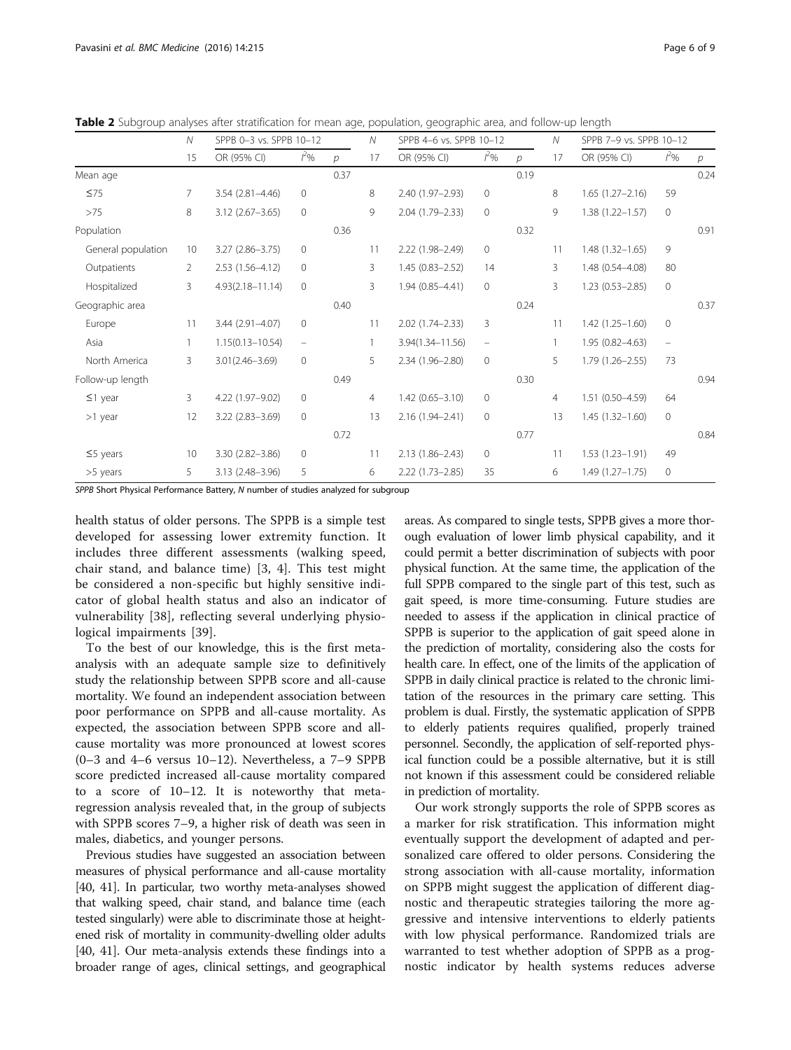**Table 2** Subgroup analyses after stratification for mean age, population, geographic area, and follow-up length

| | *N* | SPPB 0–3 vs. SPPB 10–12 | | | *N* | SPPB 4–6 vs. SPPB 10–12 | | | *N* | SPPB 7–9 vs. SPPB 10–12 | | |
|---|---|---|---|---|---|---|---|---|---|---|---|---|
| | 15 | OR (95% CI) | $I^2$% | *p* | 17 | OR (95% CI) | $I^2$% | *p* | 17 | OR (95% CI) | $I^2$% | *p* |
| Mean age | | | | 0.37 | | | | 0.19 | | | | 0.24 |
| ≤75 | 7 | 3.54 (2.81–4.46) | 0 | | 8 | 2.40 (1.97–2.93) | 0 | | 8 | 1.65 (1.27–2.16) | 59 | |
| >75 | 8 | 3.12 (2.67–3.65) | 0 | | 9 | 2.04 (1.79–2.33) | 0 | | 9 | 1.38 (1.22–1.57) | 0 | |
| Population | | | | 0.36 | | | | 0.32 | | | | 0.91 |
| General population | 10 | 3.27 (2.86–3.75) | 0 | | 11 | 2.22 (1.98–2.49) | 0 | | 11 | 1.48 (1.32–1.65) | 9 | |
| Outpatients | 2 | 2.53 (1.56–4.12) | 0 | | 3 | 1.45 (0.83–2.52) | 14 | | 3 | 1.48 (0.54–4.08) | 80 | |
| Hospitalized | 3 | 4.93(2.18–11.14) | 0 | | 3 | 1.94 (0.85–4.41) | 0 | | 3 | 1.23 (0.53–2.85) | 0 | |
| Geographic area | | | | 0.40 | | | | 0.24 | | | | 0.37 |
| Europe | 11 | 3.44 (2.91–4.07) | 0 | | 11 | 2.02 (1.74–2.33) | 3 | | 11 | 1.42 (1.25–1.60) | 0 | |
| Asia | 1 | 1.15(0.13–10.54) | – | | 1 | 3.94(1.34–11.56) | – | | 1 | 1.95 (0.82–4.63) | – | |
| North America | 3 | 3.01(2.46–3.69) | 0 | | 5 | 2.34 (1.96–2.80) | 0 | | 5 | 1.79 (1.26–2.55) | 73 | |
| Follow-up length | | | | 0.49 | | | | 0.30 | | | | 0.94 |
| ≤1 year | 3 | 4.22 (1.97–9.02) | 0 | | 4 | 1.42 (0.65–3.10) | 0 | | 4 | 1.51 (0.50–4.59) | 64 | |
| >1 year | 12 | 3.22 (2.83–3.69) | 0 | | 13 | 2.16 (1.94–2.41) | 0 | | 13 | 1.45 (1.32–1.60) | 0 | |
| | | | | 0.72 | | | | 0.77 | | | | 0.84 |
| ≤5 years | 10 | 3.30 (2.82–3.86) | 0 | | 11 | 2.13 (1.86–2.43) | 0 | | 11 | 1.53 (1.23–1.91) | 49 | |
| >5 years | 5 | 3.13 (2.48–3.96) | 5 | | 6 | 2.22 (1.73–2.85) | 35 | | 6 | 1.49 (1.27–1.75) | 0 | |

*SPPB* Short Physical Performance Battery, *N* number of studies analyzed for subgroup

health status of older persons. The SPPB is a simple test developed for assessing lower extremity function. It includes three different assessments (walking speed, chair stand, and balance time) [3, 4]. This test might be considered a non-specific but highly sensitive indicator of global health status and also an indicator of vulnerability [38], reflecting several underlying physiological impairments [39].

To the best of our knowledge, this is the first meta-analysis with an adequate sample size to definitively study the relationship between SPPB score and all-cause mortality. We found an independent association between poor performance on SPPB and all-cause mortality. As expected, the association between SPPB score and all-cause mortality was more pronounced at lowest scores (0–3 and 4–6 versus 10–12). Nevertheless, a 7–9 SPPB score predicted increased all-cause mortality compared to a score of 10–12. It is noteworthy that meta-regression analysis revealed that, in the group of subjects with SPPB scores 7–9, a higher risk of death was seen in males, diabetics, and younger persons.

Previous studies have suggested an association between measures of physical performance and all-cause mortality [40, 41]. In particular, two worthy meta-analyses showed that walking speed, chair stand, and balance time (each tested singularly) were able to discriminate those at heightened risk of mortality in community-dwelling older adults [40, 41]. Our meta-analysis extends these findings into a broader range of ages, clinical settings, and geographical areas. As compared to single tests, SPPB gives a more thorough evaluation of lower limb physical capability, and it could permit a better discrimination of subjects with poor physical function. At the same time, the application of the full SPPB compared to the single part of this test, such as gait speed, is more time-consuming. Future studies are needed to assess if the application in clinical practice of SPPB is superior to the application of gait speed alone in the prediction of mortality, considering also the costs for health care. In effect, one of the limits of the application of SPPB in daily clinical practice is related to the chronic limitation of the resources in the primary care setting. This problem is dual. Firstly, the systematic application of SPPB to elderly patients requires qualified, properly trained personnel. Secondly, the application of self-reported physical function could be a possible alternative, but it is still not known if this assessment could be considered reliable in prediction of mortality.

Our work strongly supports the role of SPPB scores as a marker for risk stratification. This information might eventually support the development of adapted and personalized care offered to older persons. Considering the strong association with all-cause mortality, information on SPPB might suggest the application of different diagnostic and therapeutic strategies tailoring the more aggressive and intensive interventions to elderly patients with low physical performance. Randomized trials are warranted to test whether adoption of SPPB as a prognostic indicator by health systems reduces adverse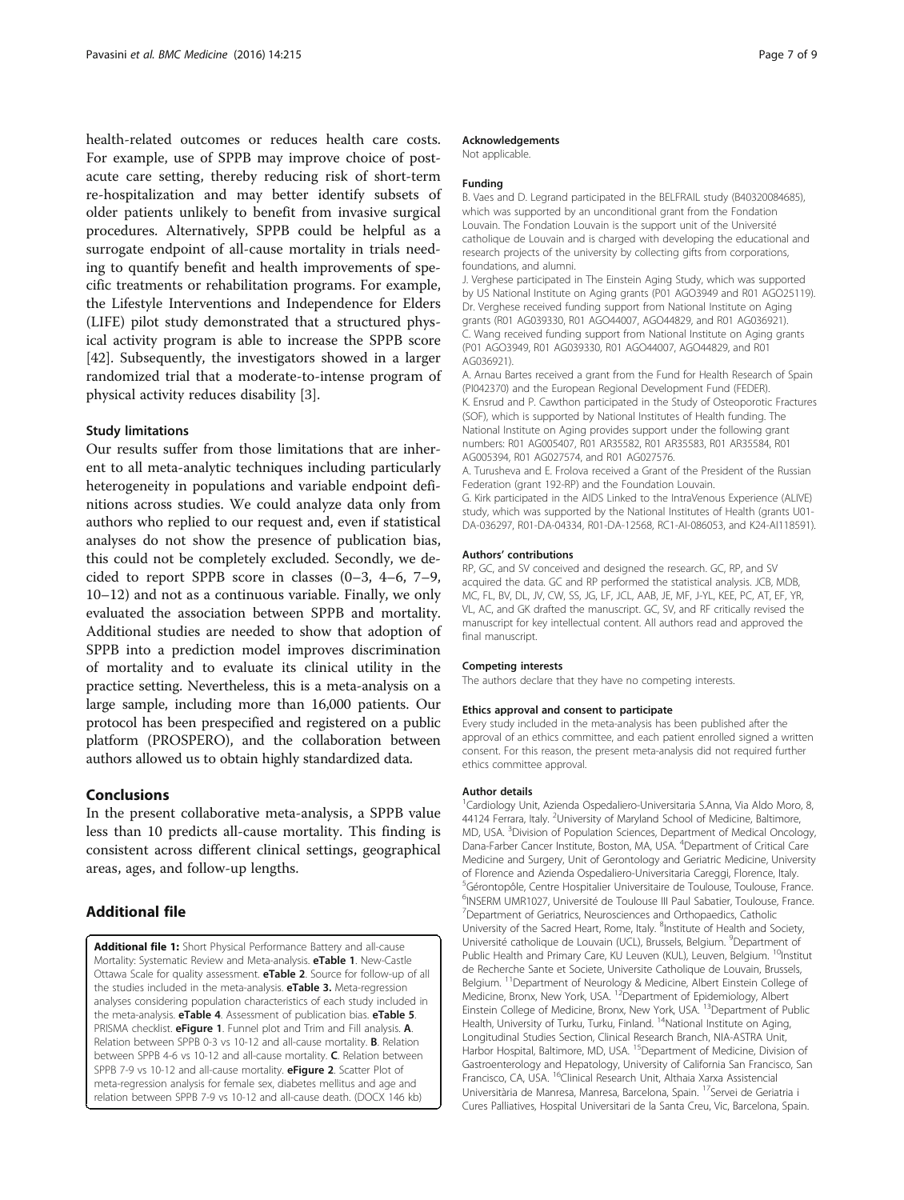health-related outcomes or reduces health care costs. For example, use of SPPB may improve choice of post-acute care setting, thereby reducing risk of short-term re-hospitalization and may better identify subsets of older patients unlikely to benefit from invasive surgical procedures. Alternatively, SPPB could be helpful as a surrogate endpoint of all-cause mortality in trials needing to quantify benefit and health improvements of specific treatments or rehabilitation programs. For example, the Lifestyle Interventions and Independence for Elders (LIFE) pilot study demonstrated that a structured physical activity program is able to increase the SPPB score [42]. Subsequently, the investigators showed in a larger randomized trial that a moderate-to-intense program of physical activity reduces disability [3].

### Study limitations

Our results suffer from those limitations that are inherent to all meta-analytic techniques including particularly heterogeneity in populations and variable endpoint definitions across studies. We could analyze data only from authors who replied to our request and, even if statistical analyses do not show the presence of publication bias, this could not be completely excluded. Secondly, we decided to report SPPB score in classes (0–3, 4–6, 7–9, 10–12) and not as a continuous variable. Finally, we only evaluated the association between SPPB and mortality. Additional studies are needed to show that adoption of SPPB into a prediction model improves discrimination of mortality and to evaluate its clinical utility in the practice setting. Nevertheless, this is a meta-analysis on a large sample, including more than 16,000 patients. Our protocol has been prespecified and registered on a public platform (PROSPERO), and the collaboration between authors allowed us to obtain highly standardized data.

## Conclusions

In the present collaborative meta-analysis, a SPPB value less than 10 predicts all-cause mortality. This finding is consistent across different clinical settings, geographical areas, ages, and follow-up lengths.

## Additional file

**Additional file 1:** Short Physical Performance Battery and all-cause Mortality: Systematic Review and Meta-analysis. **eTable 1**. New-Castle Ottawa Scale for quality assessment. **eTable 2**. Source for follow-up of all the studies included in the meta-analysis. **eTable 3.** Meta-regression analyses considering population characteristics of each study included in the meta-analysis. **eTable 4**. Assessment of publication bias. **eTable 5**. PRISMA checklist. **eFigure 1**. Funnel plot and Trim and Fill analysis. **A**. Relation between SPPB 0-3 vs 10-12 and all-cause mortality. **B**. Relation between SPPB 4-6 vs 10-12 and all-cause mortality. **C**. Relation between SPPB 7-9 vs 10-12 and all-cause mortality. **eFigure 2**. Scatter Plot of meta-regression analysis for female sex, diabetes mellitus and age and relation between SPPB 7-9 vs 10-12 and all-cause death. (DOCX 146 kb)

#### Acknowledgements

Not applicable.

#### Funding

B. Vaes and D. Legrand participated in the BELFRAIL study (B40320084685), which was supported by an unconditional grant from the Fondation Louvain. The Fondation Louvain is the support unit of the Université catholique de Louvain and is charged with developing the educational and research projects of the university by collecting gifts from corporations, foundations, and alumni.

J. Verghese participated in The Einstein Aging Study, which was supported by US National Institute on Aging grants (P01 AGO3949 and R01 AGO25119). Dr. Verghese received funding support from National Institute on Aging grants (R01 AG039330, R01 AGO44007, AGO44829, and R01 AG036921).

C. Wang received funding support from National Institute on Aging grants (P01 AGO3949, R01 AG039330, R01 AGO44007, AGO44829, and R01 AG036921).

A. Arnau Bartes received a grant from the Fund for Health Research of Spain (PI042370) and the European Regional Development Fund (FEDER).

K. Ensrud and P. Cawthon participated in the Study of Osteoporotic Fractures (SOF), which is supported by National Institutes of Health funding. The National Institute on Aging provides support under the following grant numbers: R01 AG005407, R01 AR35582, R01 AR35583, R01 AR35584, R01 AG005394, R01 AG027574, and R01 AG027576.

A. Turusheva and E. Frolova received a Grant of the President of the Russian Federation (grant 192-RP) and the Foundation Louvain.

G. Kirk participated in the AIDS Linked to the IntraVenous Experience (ALIVE) study, which was supported by the National Institutes of Health (grants U01-DA-036297, R01-DA-04334, R01-DA-12568, RC1-AI-086053, and K24-AI118591).

#### Authors' contributions

RP, GC, and SV conceived and designed the research. GC, RP, and SV acquired the data. GC and RP performed the statistical analysis. JCB, MDB, MC, FL, BV, DL, JV, CW, SS, JG, LF, JCL, AAB, JE, MF, J-YL, KEE, PC, AT, EF, YR, VL, AC, and GK drafted the manuscript. GC, SV, and RF critically revised the manuscript for key intellectual content. All authors read and approved the final manuscript.

#### Competing interests

The authors declare that they have no competing interests.

#### Ethics approval and consent to participate

Every study included in the meta-analysis has been published after the approval of an ethics committee, and each patient enrolled signed a written consent. For this reason, the present meta-analysis did not required further ethics committee approval.

#### Author details

[1]Cardiology Unit, Azienda Ospedaliero-Universitaria S.Anna, Via Aldo Moro, 8, 44124 Ferrara, Italy. [2]University of Maryland School of Medicine, Baltimore, MD, USA. [3]Division of Population Sciences, Department of Medical Oncology, Dana-Farber Cancer Institute, Boston, MA, USA. [4]Department of Critical Care Medicine and Surgery, Unit of Gerontology and Geriatric Medicine, University of Florence and Azienda Ospedaliero-Universitaria Careggi, Florence, Italy. [5]Gérontopôle, Centre Hospitalier Universitaire de Toulouse, Toulouse, France. [6]INSERM UMR1027, Université de Toulouse III Paul Sabatier, Toulouse, France. [7]Department of Geriatrics, Neurosciences and Orthopaedics, Catholic University of the Sacred Heart, Rome, Italy. [8]Institute of Health and Society, Université catholique de Louvain (UCL), Brussels, Belgium. [9]Department of Public Health and Primary Care, KU Leuven (KUL), Leuven, Belgium. [10]Institut de Recherche Sante et Societe, Universite Catholique de Louvain, Brussels, Belgium. [11]Department of Neurology & Medicine, Albert Einstein College of Medicine, Bronx, New York, USA. [12]Department of Epidemiology, Albert Einstein College of Medicine, Bronx, New York, USA. [13]Department of Public Health, University of Turku, Turku, Finland. [14]National Institute on Aging, Longitudinal Studies Section, Clinical Research Branch, NIA-ASTRA Unit, Harbor Hospital, Baltimore, MD, USA. [15]Department of Medicine, Division of Gastroenterology and Hepatology, University of California San Francisco, San Francisco, CA, USA. [16]Clinical Research Unit, Althaia Xarxa Assistencial Universitària de Manresa, Manresa, Barcelona, Spain. [17]Servei de Geriatria i Cures Palliatives, Hospital Universitari de la Santa Creu, Vic, Barcelona, Spain.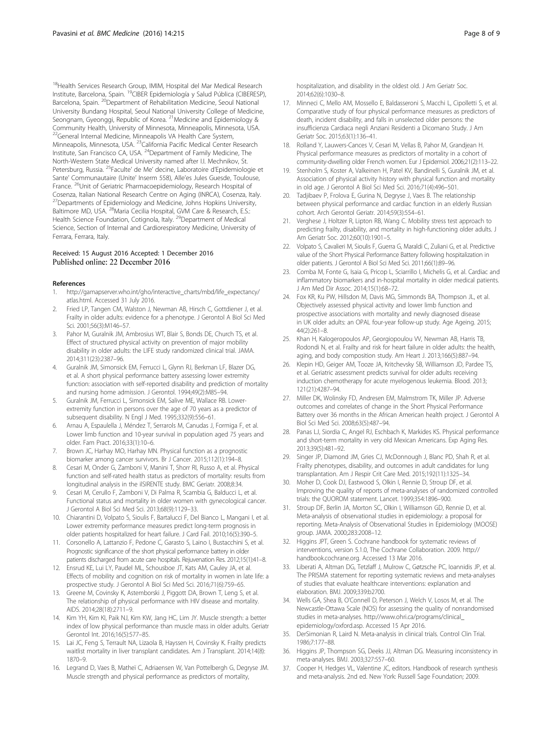[18]Health Services Research Group, IMIM, Hospital del Mar Medical Research Institute, Barcelona, Spain. [19]CIBER Epidemiología y Salud Pública (CIBERESP), Barcelona, Spain. [20]Department of Rehabilitation Medicine, Seoul National University Bundang Hospital, Seoul National University College of Medicine, Seongnam, Gyeonggi, Republic of Korea. [21]Medicine and Epidemiology & Community Health, University of Minnesota, Minneapolis, Minnesota, USA. [22]General Internal Medicine, Minneapolis VA Health Care System, Minneapolis, Minnesota, USA. [23]California Pacific Medical Center Research Institute, San Francisco CA, USA. [24]Department of Family Medicine, The North-Western State Medical University named after I.I. Mechnikov, St. Petersburg, Russia. [25]Faculte' de Me' decine, Laboratoire d'Epidemiologie et Sante' Communautaire (Unite' Inserm 558), Alle'es Jules Guesde, Toulouse, France. [26]Unit of Geriatric Pharmacoepidemiology, Research Hospital of Cosenza, Italian National Research Centre on Aging (INRCA), Cosenza, Italy. [27]Departments of Epidemiology and Medicine, Johns Hopkins University, Baltimore MD, USA. [28]Maria Cecilia Hospital, GVM Care & Research, E.S.: Health Science Foundation, Cotignola, Italy. [29]Department of Medical Science, Section of Internal and Cardiorespiratory Medicine, University of Ferrara, Ferrara, Italy.

Received: 15 August 2016 Accepted: 1 December 2016
Published online: 22 December 2016

## References

1. http://gamapserver.who.int/gho/interactive_charts/mbd/life_expectancy/atlas.html. Accessed 31 July 2016.
2. Fried LP, Tangen CM, Walston J, Newman AB, Hirsch C, Gottdiener J, et al. Frailty in older adults: evidence for a phenotype. J Gerontol A Biol Sci Med Sci. 2001;56(3):M146–57.
3. Pahor M, Guralnik JM, Ambrosius WT, Blair S, Bonds DE, Church TS, et al. Effect of structured physical activity on prevention of major mobility disability in older adults: the LIFE study randomized clinical trial. JAMA. 2014;311(23):2387–96.
4. Guralnik JM, Simonsick EM, Ferrucci L, Glynn RJ, Berkman LF, Blazer DG, et al. A short physical performance battery assessing lower extremity function: association with self-reported disability and prediction of mortality and nursing home admission. J Gerontol. 1994;49(2):M85–94.
5. Guralnik JM, Ferrucci L, Simonsick EM, Salive ME, Wallace RB. Lower-extremity function in persons over the age of 70 years as a predictor of subsequent disability. N Engl J Med. 1995;332(9):556–61.
6. Arnau A, Espaulella J, Méndez T, Serrarols M, Canudas J, Formiga F, et al. Lower limb function and 10-year survival in population aged 75 years and older. Fam Pract. 2016;33(1):10–6.
7. Brown JC, Harhay MO, Harhay MN. Physical function as a prognostic biomarker among cancer survivors. Br J Cancer. 2015;112(1):194–8.
8. Cesari M, Onder G, Zamboni V, Manini T, Shorr RI, Russo A, et al. Physical function and self-rated health status as predictors of mortality: results from longitudinal analysis in the ilSIRENTE study. BMC Geriatr. 2008;8:34.
9. Cesari M, Cerullo F, Zamboni V, Di Palma R, Scambia G, Balducci L, et al. Functional status and mortality in older women with gynecological cancer. J Gerontol A Biol Sci Med Sci. 2013;68(9):1129–33.
10. Chiarantini D, Volpato S, Sioulis F, Bartalucci F, Del Bianco L, Mangani I, et al. Lower extremity performance measures predict long-term prognosis in older patients hospitalized for heart failure. J Card Fail. 2010;16(5):390–5.
11. Corsonello A, Lattanzio F, Pedone C, Garasto S, Laino I, Bustacchini S, et al. Prognostic significance of the short physical performance battery in older patients discharged from acute care hospitals. Rejuvenation Res. 2012;15(1):41–8.
12. Ensrud KE, Lui LY, Paudel ML, Schousboe JT, Kats AM, Cauley JA, et al. Effects of mobility and cognition on risk of mortality in women in late life: a prospective study. J Gerontol A Biol Sci Med Sci. 2016;71(6):759–65.
13. Greene M, Covinsky K, Astemborski J, Piggott DA, Brown T, Leng S, et al. The relationship of physical performance with HIV disease and mortality. AIDS. 2014;28(18):2711–9.
14. Kim YH, Kim KI, Paik NJ, Kim KW, Jang HC, Lim JY. Muscle strength: a better index of low physical performance than muscle mass in older adults. Geriatr Gerontol Int. 2016;16(5):577–85.
15. Lai JC, Feng S, Terrault NA, Lizaola B, Hayssen H, Covinsky K. Frailty predicts waitlist mortality in liver transplant candidates. Am J Transplant. 2014;14(8):1870–9.
16. Legrand D, Vaes B, Matheï C, Adriaensen W, Van Pottelbergh G, Degryse JM. Muscle strength and physical performance as predictors of mortality, hospitalization, and disability in the oldest old. J Am Geriatr Soc. 2014;62(6):1030–8.
17. Minneci C, Mello AM, Mossello E, Baldasseroni S, Macchi L, Cipolletti S, et al. Comparative study of four physical performance measures as predictors of death, incident disability, and falls in unselected older persons: the insufficienza Cardiaca negli Anziani Residenti a Dicomano Study. J Am Geriatr Soc. 2015;63(1):136–41.
18. Rolland Y, Lauwers-Cances V, Cesari M, Vellas B, Pahor M, Grandjean H. Physical performance measures as predictors of mortality in a cohort of community-dwelling older French women. Eur J Epidemiol. 2006;21(2):113–22.
19. Stenholm S, Koster A, Valkeinen H, Patel KV, Bandinelli S, Guralnik JM, et al. Association of physical activity history with physical function and mortality in old age. J Gerontol A Biol Sci Med Sci. 2016;71(4):496–501.
20. Tadjibaev P, Frolova E, Gurina N, Degryse J, Vaes B. The relationship between physical performance and cardiac function in an elderly Russian cohort. Arch Gerontol Geriatr. 2014;59(3):554–61.
21. Verghese J, Holtzer R, Lipton RB, Wang C. Mobility stress test approach to predicting frailty, disability, and mortality in high-functioning older adults. J Am Geriatr Soc. 2012;60(10):1901–5.
22. Volpato S, Cavalieri M, Sioulis F, Guerra G, Maraldi C, Zuliani G, et al. Predictive value of the Short Physical Performance Battery following hospitalization in older patients. J Gerontol A Biol Sci Med Sci. 2011;66(1):89–96.
23. Comba M, Fonte G, Isaia G, Pricop L, Sciarrillo I, Michelis G, et al. Cardiac and inflammatory biomarkers and in-hospital mortality in older medical patients. J Am Med Dir Assoc. 2014;15(1):68–72.
24. Fox KR, Ku PW, Hillsdon M, Davis MG, Simmonds BA, Thompson JL, et al. Objectively assessed physical activity and lower limb function and prospective associations with mortality and newly diagnosed disease in UK older adults: an OPAL four-year follow-up study. Age Ageing. 2015;44(2):261–8.
25. Khan H, Kalogeropoulos AP, Georgiopoulou VV, Newman AB, Harris TB, Rodondi N, et al. Frailty and risk for heart failure in older adults: the health, aging, and body composition study. Am Heart J. 2013;166(5):887–94.
26. Klepin HD, Geiger AM, Tooze JA, Kritchevsky SB, Williamson JD, Pardee TS, et al. Geriatric assessment predicts survival for older adults receiving induction chemotherapy for acute myelogenous leukemia. Blood. 2013;121(21):4287–94.
27. Miller DK, Wolinsky FD, Andresen EM, Malmstrom TK, Miller JP. Adverse outcomes and correlates of change in the Short Physical Performance Battery over 36 months in the African American health project. J Gerontol A Biol Sci Med Sci. 2008;63(5):487–94.
28. Panas LJ, Siordia C, Angel RJ, Eschbach K, Markides KS. Physical performance and short-term mortality in very old Mexican Americans. Exp Aging Res. 2013;39(5):481–92.
29. Singer JP, Diamond JM, Gries CJ, McDonnough J, Blanc PD, Shah R, et al. Frailty phenotypes, disability, and outcomes in adult candidates for lung transplantation. Am J Respir Crit Care Med. 2015;192(11):1325–34.
30. Moher D, Cook DJ, Eastwood S, Olkin I, Rennie D, Stroup DF, et al. Improving the quality of reports of meta-analyses of randomized controlled trials: the QUOROM statement. Lancet. 1999;354:1896–900.
31. Stroup DF, Berlin JA, Morton SC, Olkin I, Williamson GD, Rennie D, et al. Meta-analysis of observational studies in epidemiology: a proposal for reporting. Meta-Analysis of Observational Studies in Epidemiology (MOOSE) group. JAMA. 2000;283:2008–12.
32. Higgins JPT, Green S. Cochrane handbook for systematic reviews of interventions, version 5.1.0, The Cochrane Collaboration. 2009. http://handbook.cochrane.org. Accessed 13 Mar 2016.
33. Liberati A, Altman DG, Tetzlaff J, Mulrow C, Gøtzsche PC, Ioannidis JP, et al. The PRISMA statement for reporting systematic reviews and meta-analyses of studies that evaluate healthcare interventions: explanation and elaboration. BMJ. 2009;339:b2700.
34. Wells GA, Shea B, O'Connell D, Peterson J, Welch V, Losos M, et al. The Newcastle-Ottawa Scale (NOS) for assessing the quality of nonrandomised studies in meta-analyses. http://www.ohri.ca/programs/clinical_epidemiology/oxford.asp. Accessed 15 Apr 2016.
35. DerSimonian R, Laird N. Meta-analysis in clinical trials. Control Clin Trial. 1986;7:177–88.
36. Higgins JP, Thompson SG, Deeks JJ, Altman DG. Measuring inconsistency in meta-analyses. BMJ. 2003;327:557–60.
37. Cooper H, Hedges VL, Valentine JC, editors. Handbook of research synthesis and meta-analysis. 2nd ed. New York: Russell Sage Foundation; 2009.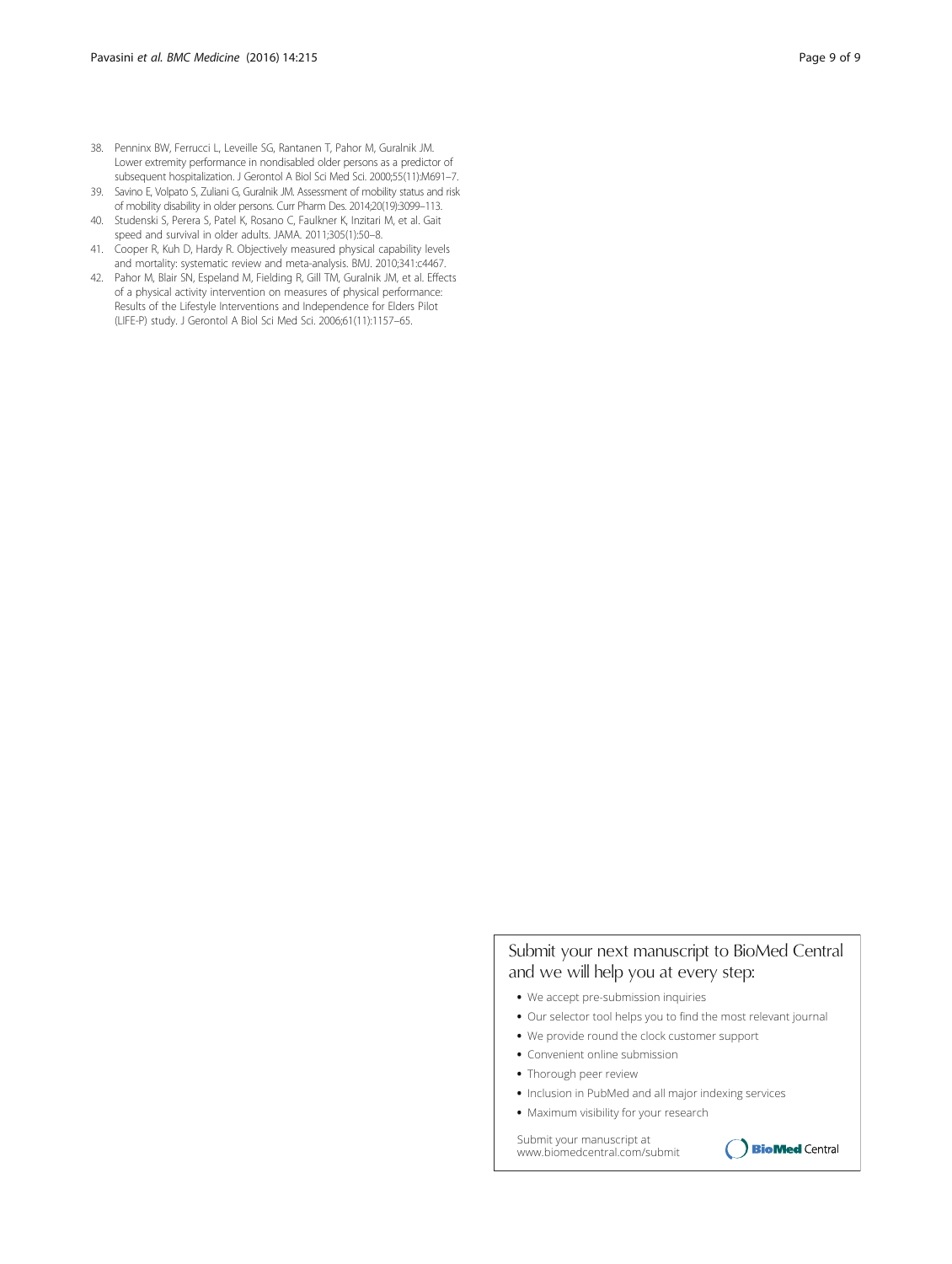38. Penninx BW, Ferrucci L, Leveille SG, Rantanen T, Pahor M, Guralnik JM. Lower extremity performance in nondisabled older persons as a predictor of subsequent hospitalization. J Gerontol A Biol Sci Med Sci. 2000;55(11):M691–7.
39. Savino E, Volpato S, Zuliani G, Guralnik JM. Assessment of mobility status and risk of mobility disability in older persons. Curr Pharm Des. 2014;20(19):3099–113.
40. Studenski S, Perera S, Patel K, Rosano C, Faulkner K, Inzitari M, et al. Gait speed and survival in older adults. JAMA. 2011;305(1):50–8.
41. Cooper R, Kuh D, Hardy R. Objectively measured physical capability levels and mortality: systematic review and meta-analysis. BMJ. 2010;341:c4467.
42. Pahor M, Blair SN, Espeland M, Fielding R, Gill TM, Guralnik JM, et al. Effects of a physical activity intervention on measures of physical performance: Results of the Lifestyle Interventions and Independence for Elders Pilot (LIFE-P) study. J Gerontol A Biol Sci Med Sci. 2006;61(11):1157–65.

Submit your next manuscript to BioMed Central and we will help you at every step:

- We accept pre-submission inquiries
- Our selector tool helps you to find the most relevant journal
- We provide round the clock customer support
- Convenient online submission
- Thorough peer review
- Inclusion in PubMed and all major indexing services
- Maximum visibility for your research

Submit your manuscript at
www.biomedcentral.com/submit

BioMed Central